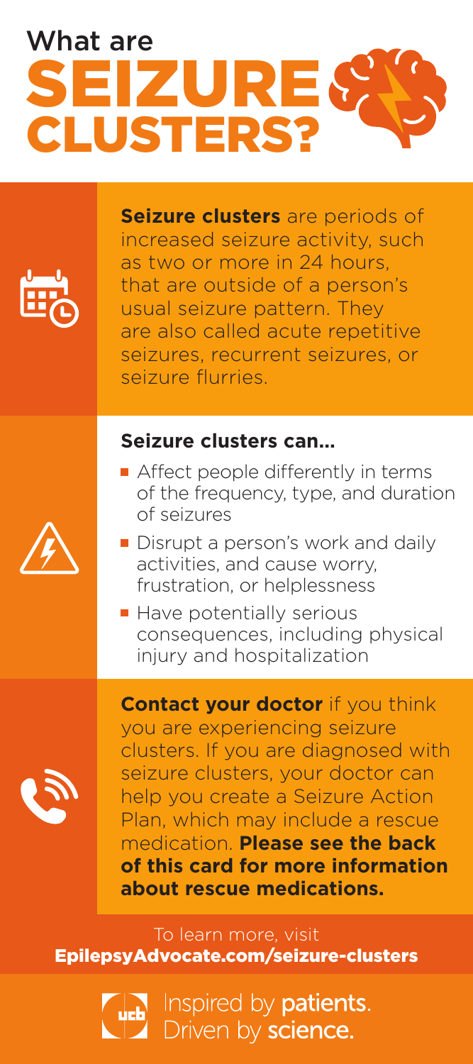# What are SEIZURE CLUSTERS?

**Seizure clusters** are periods of increased seizure activity, such as two or more in 24 hours, that are outside of a person's usual seizure pattern. They are also called acute repetitive seizures, recurrent seizures, or seizure flurries.

**Seizure clusters can...**

- Affect people differently in terms of the frequency, type, and duration of seizures
- Disrupt a person's work and daily activities, and cause worry, frustration, or helplessness
- Have potentially serious consequences, including physical injury and hospitalization

**Contact your doctor** if you think you are experiencing seizure clusters. If you are diagnosed with seizure clusters, your doctor can help you create a Seizure Action Plan, which may include a rescue medication. **Please see the back of this card for more information about rescue medications.**

To learn more, visit
**EpilepsyAdvocate.com/seizure-clusters**

ucb Inspired by **patients**. Driven by **science**.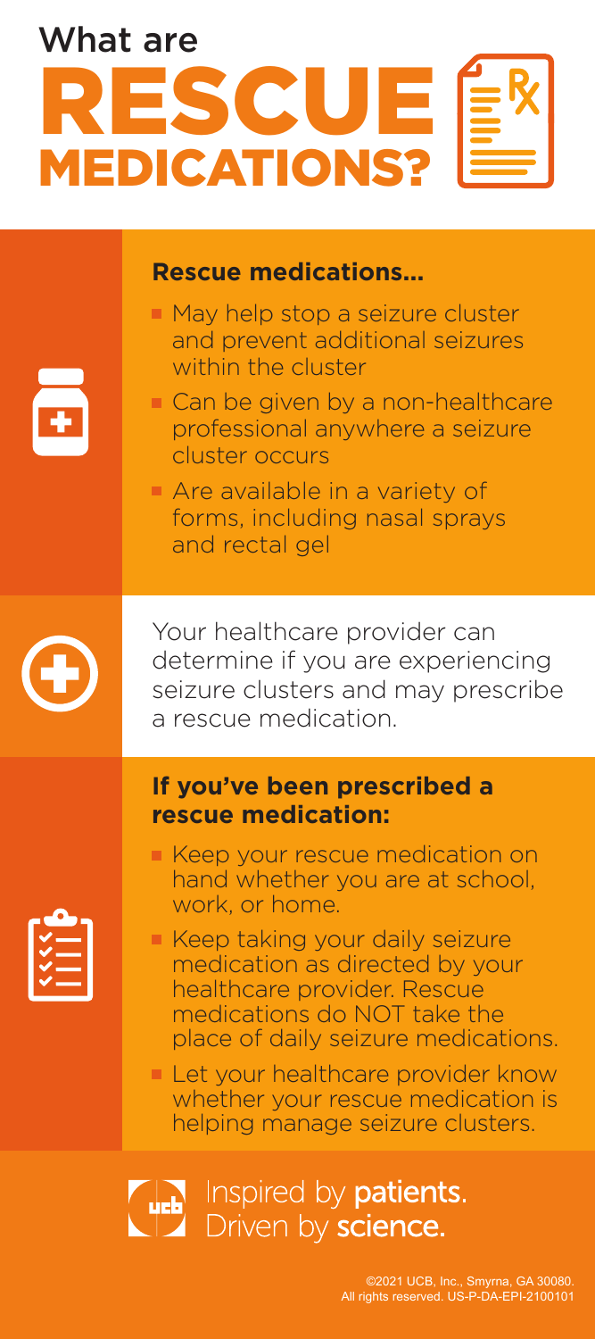# What are RESCUE MEDICATIONS?

**Rescue medications...**

- May help stop a seizure cluster and prevent additional seizures within the cluster
- Can be given by a non-healthcare professional anywhere a seizure cluster occurs
- Are available in a variety of forms, including nasal sprays and rectal gel

Your healthcare provider can determine if you are experiencing seizure clusters and may prescribe a rescue medication.

**If you've been prescribed a rescue medication:**

- Keep your rescue medication on hand whether you are at school, work, or home.
- Keep taking your daily seizure medication as directed by your healthcare provider. Rescue medications do NOT take the place of daily seizure medications.
- Let your healthcare provider know whether your rescue medication is helping manage seizure clusters.

ucb Inspired by **patients**. Driven by **science.**

©2021 UCB, Inc., Smyrna, GA 30080. All rights reserved. US-P-DA-EPI-2100101